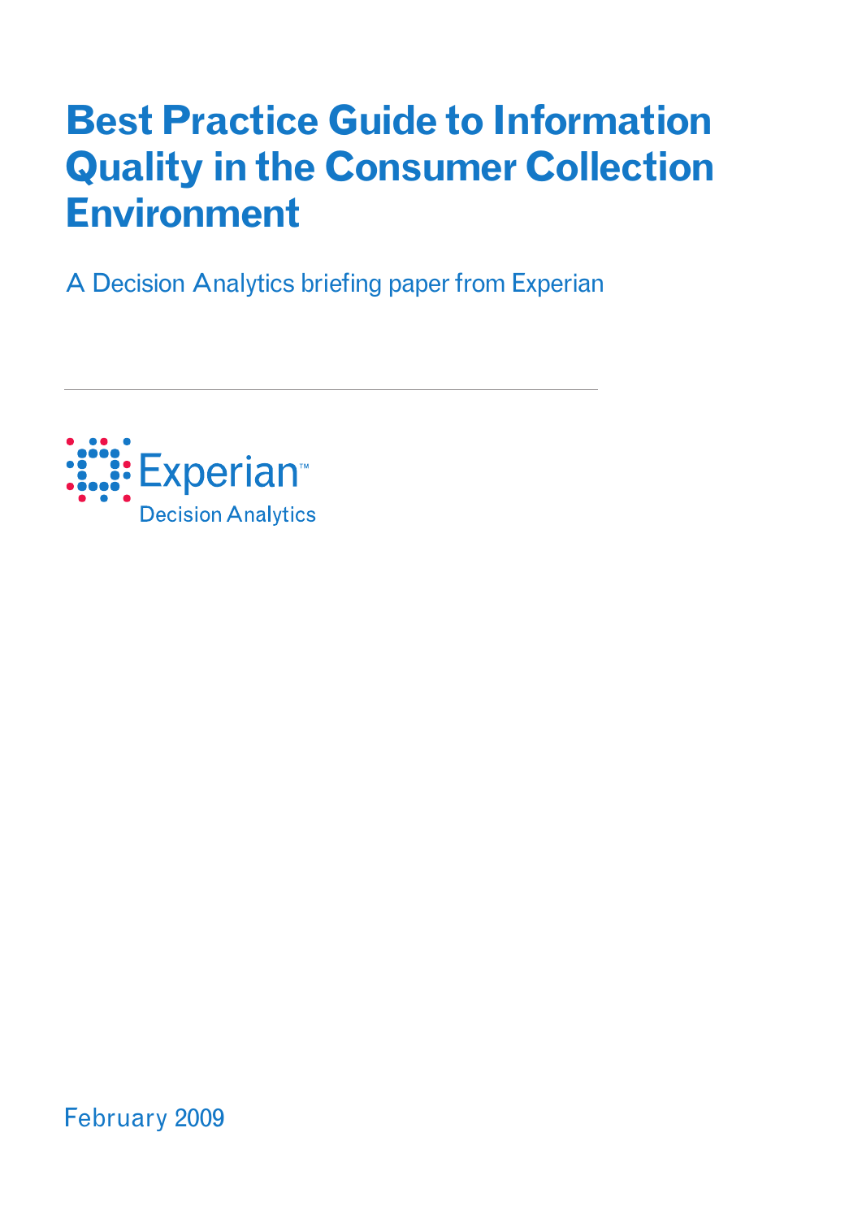# Best Practice Guide to Information Quality in the Consumer Collection Environment

A Decision Analytics briefing paper from Experian

Experian™
Decision Analytics

February 2009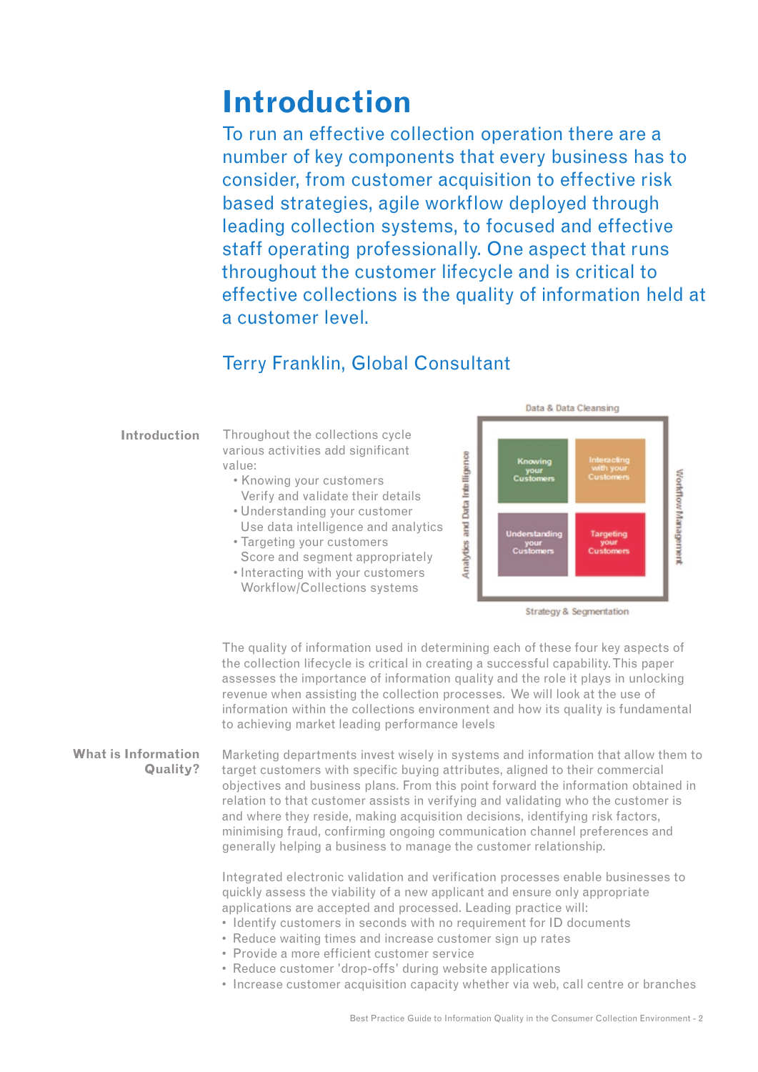# Introduction

To run an effective collection operation there are a number of key components that every business has to consider, from customer acquisition to effective risk based strategies, agile workflow deployed through leading collection systems, to focused and effective staff operating professionally. One aspect that runs throughout the customer lifecycle and is critical to effective collections is the quality of information held at a customer level.

Terry Franklin, Global Consultant

## Introduction

Throughout the collections cycle various activities add significant value:

- Knowing your customers
  Verify and validate their details
- Understanding your customer
  Use data intelligence and analytics
- Targeting your customers
  Score and segment appropriately
- Interacting with your customers
  Workflow/Collections systems

Data & Data Cleansing

| Knowing your Customers | Interacting with your Customers |
| --- | --- |
| Understanding your Customers | Targeting your Customers |

Analytics and Data Intelligence

Workflow Management

Strategy & Segmentation

The quality of information used in determining each of these four key aspects of the collection lifecycle is critical in creating a successful capability. This paper assesses the importance of information quality and the role it plays in unlocking revenue when assisting the collection processes. We will look at the use of information within the collections environment and how its quality is fundamental to achieving market leading performance levels

## What is Information Quality?

Marketing departments invest wisely in systems and information that allow them to target customers with specific buying attributes, aligned to their commercial objectives and business plans. From this point forward the information obtained in relation to that customer assists in verifying and validating who the customer is and where they reside, making acquisition decisions, identifying risk factors, minimising fraud, confirming ongoing communication channel preferences and generally helping a business to manage the customer relationship.

Integrated electronic validation and verification processes enable businesses to quickly assess the viability of a new applicant and ensure only appropriate applications are accepted and processed. Leading practice will:

- Identify customers in seconds with no requirement for ID documents
- Reduce waiting times and increase customer sign up rates
- Provide a more efficient customer service
- Reduce customer 'drop-offs' during website applications
- Increase customer acquisition capacity whether via web, call centre or branches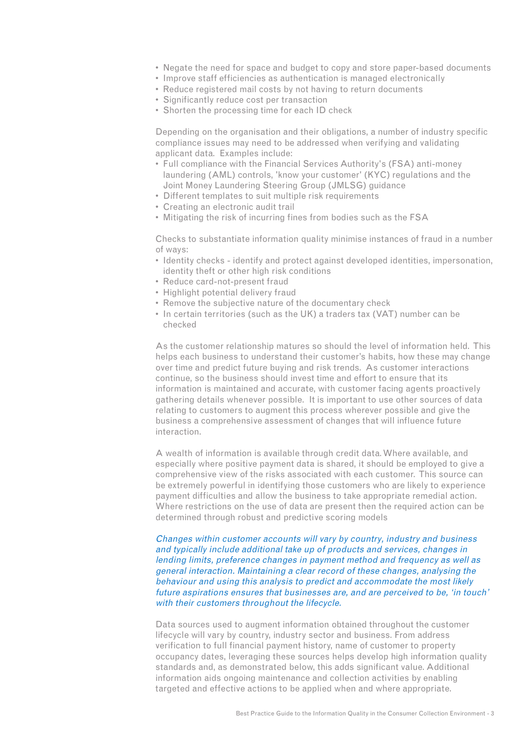- Negate the need for space and budget to copy and store paper-based documents
- Improve staff efficiencies as authentication is managed electronically
- Reduce registered mail costs by not having to return documents
- Significantly reduce cost per transaction
- Shorten the processing time for each ID check

Depending on the organisation and their obligations, a number of industry specific compliance issues may need to be addressed when verifying and validating applicant data. Examples include:

- Full compliance with the Financial Services Authority's (FSA) anti-money laundering (AML) controls, 'know your customer' (KYC) regulations and the Joint Money Laundering Steering Group (JMLSG) guidance
- Different templates to suit multiple risk requirements
- Creating an electronic audit trail
- Mitigating the risk of incurring fines from bodies such as the FSA

Checks to substantiate information quality minimise instances of fraud in a number of ways:

- Identity checks - identify and protect against developed identities, impersonation, identity theft or other high risk conditions
- Reduce card-not-present fraud
- Highlight potential delivery fraud
- Remove the subjective nature of the documentary check
- In certain territories (such as the UK) a traders tax (VAT) number can be checked

As the customer relationship matures so should the level of information held. This helps each business to understand their customer's habits, how these may change over time and predict future buying and risk trends. As customer interactions continue, so the business should invest time and effort to ensure that its information is maintained and accurate, with customer facing agents proactively gathering details whenever possible. It is important to use other sources of data relating to customers to augment this process wherever possible and give the business a comprehensive assessment of changes that will influence future interaction.

A wealth of information is available through credit data. Where available, and especially where positive payment data is shared, it should be employed to give a comprehensive view of the risks associated with each customer. This source can be extremely powerful in identifying those customers who are likely to experience payment difficulties and allow the business to take appropriate remedial action. Where restrictions on the use of data are present then the required action can be determined through robust and predictive scoring models

*Changes within customer accounts will vary by country, industry and business and typically include additional take up of products and services, changes in lending limits, preference changes in payment method and frequency as well as general interaction. Maintaining a clear record of these changes, analysing the behaviour and using this analysis to predict and accommodate the most likely future aspirations ensures that businesses are, and are perceived to be, 'in touch' with their customers throughout the lifecycle.*

Data sources used to augment information obtained throughout the customer lifecycle will vary by country, industry sector and business. From address verification to full financial payment history, name of customer to property occupancy dates, leveraging these sources helps develop high information quality standards and, as demonstrated below, this adds significant value. Additional information aids ongoing maintenance and collection activities by enabling targeted and effective actions to be applied when and where appropriate.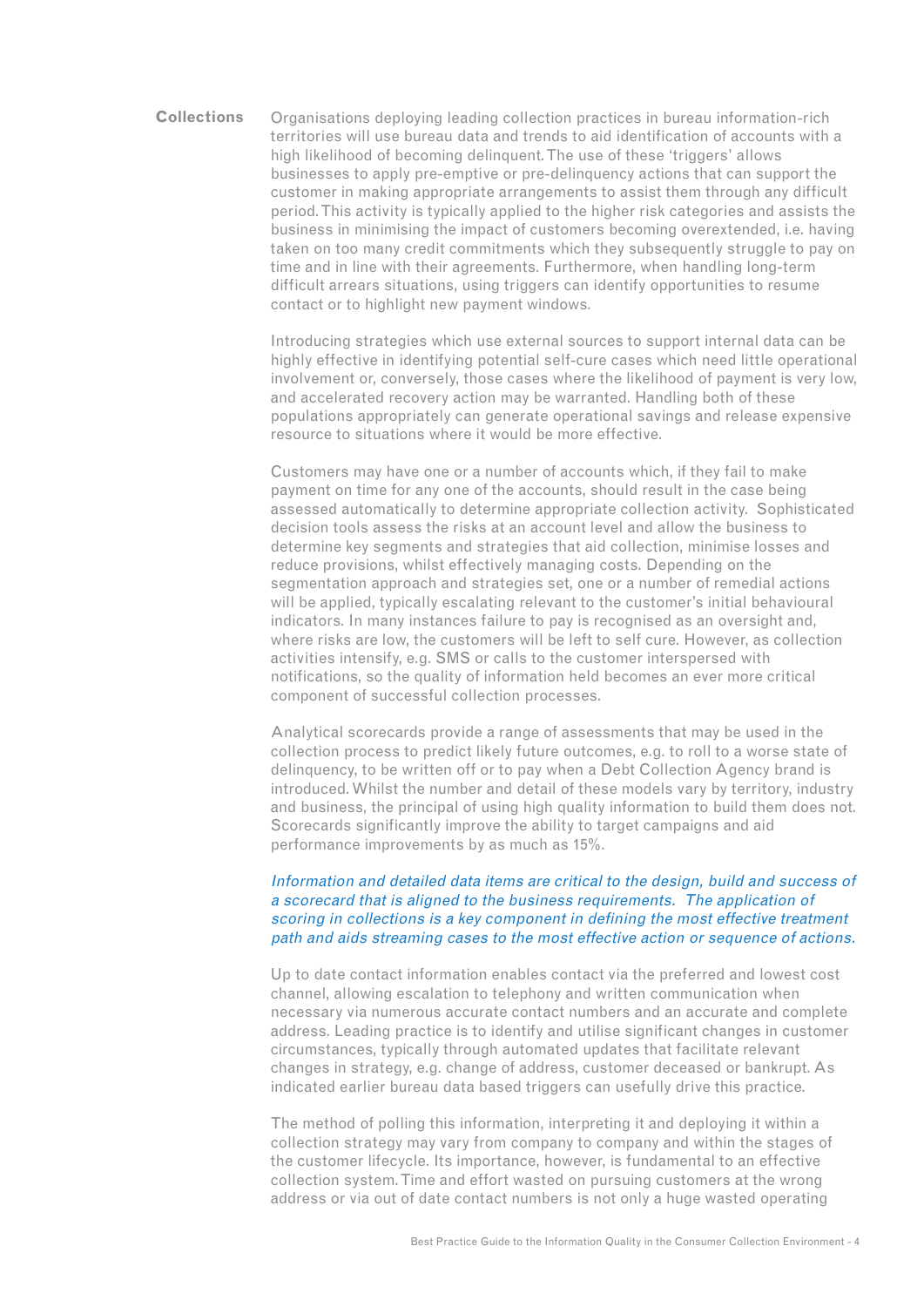## Collections

Organisations deploying leading collection practices in bureau information-rich territories will use bureau data and trends to aid identification of accounts with a high likelihood of becoming delinquent. The use of these 'triggers' allows businesses to apply pre-emptive or pre-delinquency actions that can support the customer in making appropriate arrangements to assist them through any difficult period. This activity is typically applied to the higher risk categories and assists the business in minimising the impact of customers becoming overextended, i.e. having taken on too many credit commitments which they subsequently struggle to pay on time and in line with their agreements. Furthermore, when handling long-term difficult arrears situations, using triggers can identify opportunities to resume contact or to highlight new payment windows.

Introducing strategies which use external sources to support internal data can be highly effective in identifying potential self-cure cases which need little operational involvement or, conversely, those cases where the likelihood of payment is very low, and accelerated recovery action may be warranted. Handling both of these populations appropriately can generate operational savings and release expensive resource to situations where it would be more effective.

Customers may have one or a number of accounts which, if they fail to make payment on time for any one of the accounts, should result in the case being assessed automatically to determine appropriate collection activity. Sophisticated decision tools assess the risks at an account level and allow the business to determine key segments and strategies that aid collection, minimise losses and reduce provisions, whilst effectively managing costs. Depending on the segmentation approach and strategies set, one or a number of remedial actions will be applied, typically escalating relevant to the customer's initial behavioural indicators. In many instances failure to pay is recognised as an oversight and, where risks are low, the customers will be left to self cure. However, as collection activities intensify, e.g. SMS or calls to the customer interspersed with notifications, so the quality of information held becomes an ever more critical component of successful collection processes.

Analytical scorecards provide a range of assessments that may be used in the collection process to predict likely future outcomes, e.g. to roll to a worse state of delinquency, to be written off or to pay when a Debt Collection Agency brand is introduced. Whilst the number and detail of these models vary by territory, industry and business, the principal of using high quality information to build them does not. Scorecards significantly improve the ability to target campaigns and aid performance improvements by as much as 15%.

*Information and detailed data items are critical to the design, build and success of a scorecard that is aligned to the business requirements. The application of scoring in collections is a key component in defining the most effective treatment path and aids streaming cases to the most effective action or sequence of actions.*

Up to date contact information enables contact via the preferred and lowest cost channel, allowing escalation to telephony and written communication when necessary via numerous accurate contact numbers and an accurate and complete address. Leading practice is to identify and utilise significant changes in customer circumstances, typically through automated updates that facilitate relevant changes in strategy, e.g. change of address, customer deceased or bankrupt. As indicated earlier bureau data based triggers can usefully drive this practice.

The method of polling this information, interpreting it and deploying it within a collection strategy may vary from company to company and within the stages of the customer lifecycle. Its importance, however, is fundamental to an effective collection system. Time and effort wasted on pursuing customers at the wrong address or via out of date contact numbers is not only a huge wasted operating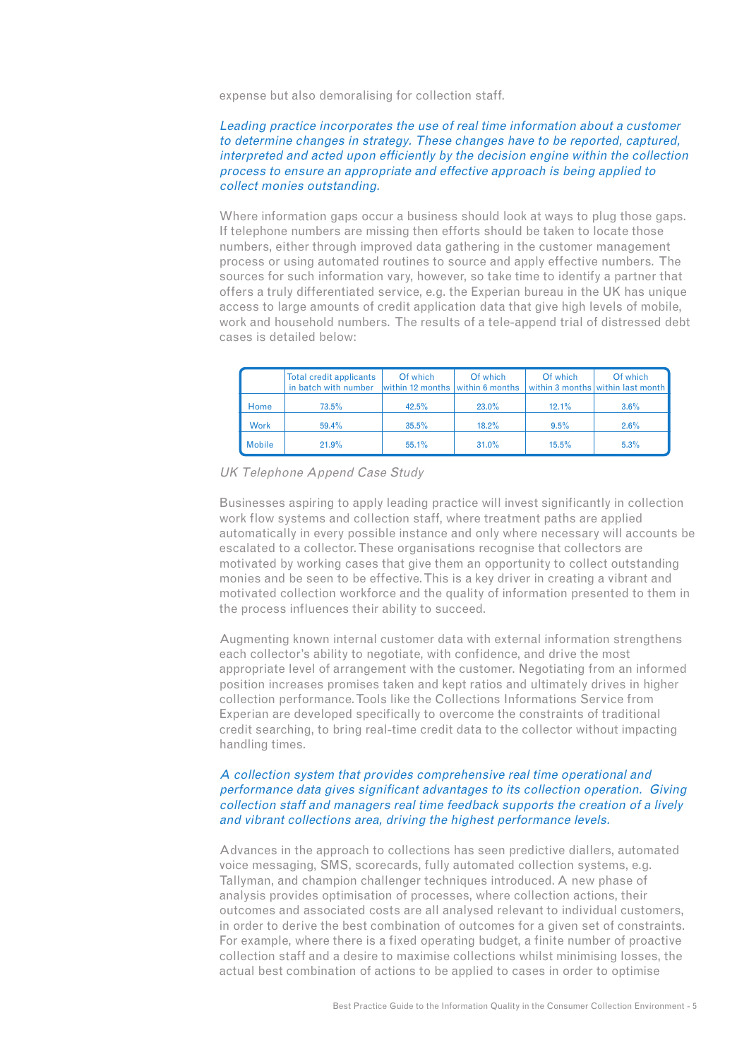expense but also demoralising for collection staff.

*Leading practice incorporates the use of real time information about a customer to determine changes in strategy. These changes have to be reported, captured, interpreted and acted upon efficiently by the decision engine within the collection process to ensure an appropriate and effective approach is being applied to collect monies outstanding.*

Where information gaps occur a business should look at ways to plug those gaps. If telephone numbers are missing then efforts should be taken to locate those numbers, either through improved data gathering in the customer management process or using automated routines to source and apply effective numbers. The sources for such information vary, however, so take time to identify a partner that offers a truly differentiated service, e.g. the Experian bureau in the UK has unique access to large amounts of credit application data that give high levels of mobile, work and household numbers. The results of a tele-append trial of distressed debt cases is detailed below:

| | Total credit applicants in batch with number | Of which within 12 months | Of which within 6 months | Of which within 3 months | Of which within last month |
|---|---|---|---|---|---|
| Home | 73.5% | 42.5% | 23.0% | 12.1% | 3.6% |
| Work | 59.4% | 35.5% | 18.2% | 9.5% | 2.6% |
| Mobile | 21.9% | 55.1% | 31.0% | 15.5% | 5.3% |

*UK Telephone Append Case Study*

Businesses aspiring to apply leading practice will invest significantly in collection work flow systems and collection staff, where treatment paths are applied automatically in every possible instance and only where necessary will accounts be escalated to a collector. These organisations recognise that collectors are motivated by working cases that give them an opportunity to collect outstanding monies and be seen to be effective. This is a key driver in creating a vibrant and motivated collection workforce and the quality of information presented to them in the process influences their ability to succeed.

Augmenting known internal customer data with external information strengthens each collector's ability to negotiate, with confidence, and drive the most appropriate level of arrangement with the customer. Negotiating from an informed position increases promises taken and kept ratios and ultimately drives in higher collection performance. Tools like the Collections Informations Service from Experian are developed specifically to overcome the constraints of traditional credit searching, to bring real-time credit data to the collector without impacting handling times.

*A collection system that provides comprehensive real time operational and performance data gives significant advantages to its collection operation. Giving collection staff and managers real time feedback supports the creation of a lively and vibrant collections area, driving the highest performance levels.*

Advances in the approach to collections has seen predictive diallers, automated voice messaging, SMS, scorecards, fully automated collection systems, e.g. Tallyman, and champion challenger techniques introduced. A new phase of analysis provides optimisation of processes, where collection actions, their outcomes and associated costs are all analysed relevant to individual customers, in order to derive the best combination of outcomes for a given set of constraints. For example, where there is a fixed operating budget, a finite number of proactive collection staff and a desire to maximise collections whilst minimising losses, the actual best combination of actions to be applied to cases in order to optimise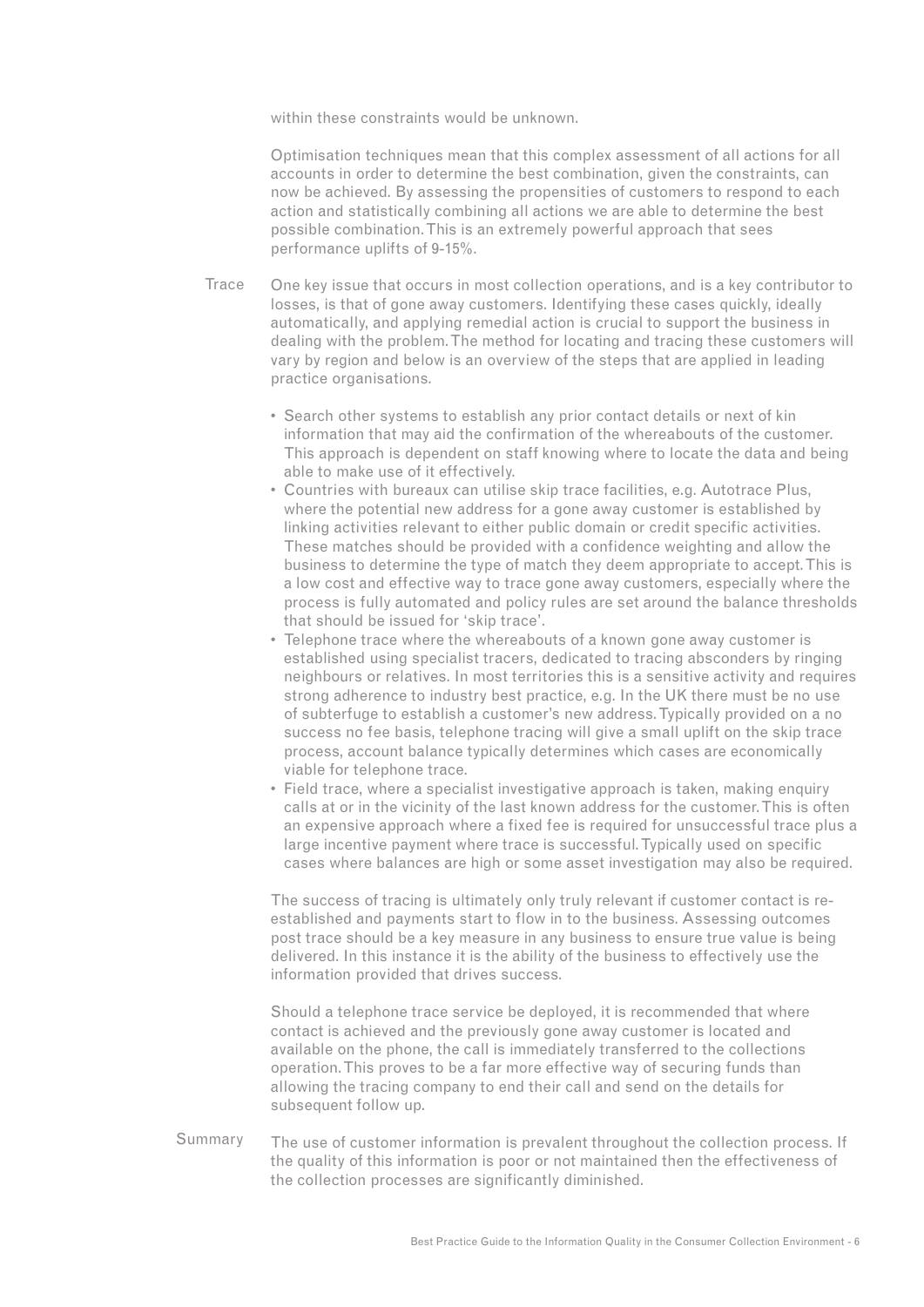within these constraints would be unknown.

Optimisation techniques mean that this complex assessment of all actions for all accounts in order to determine the best combination, given the constraints, can now be achieved. By assessing the propensities of customers to respond to each action and statistically combining all actions we are able to determine the best possible combination. This is an extremely powerful approach that sees performance uplifts of 9-15%.

## Trace

One key issue that occurs in most collection operations, and is a key contributor to losses, is that of gone away customers. Identifying these cases quickly, ideally automatically, and applying remedial action is crucial to support the business in dealing with the problem. The method for locating and tracing these customers will vary by region and below is an overview of the steps that are applied in leading practice organisations.

- Search other systems to establish any prior contact details or next of kin information that may aid the confirmation of the whereabouts of the customer. This approach is dependent on staff knowing where to locate the data and being able to make use of it effectively.
- Countries with bureaux can utilise skip trace facilities, e.g. Autotrace Plus, where the potential new address for a gone away customer is established by linking activities relevant to either public domain or credit specific activities. These matches should be provided with a confidence weighting and allow the business to determine the type of match they deem appropriate to accept. This is a low cost and effective way to trace gone away customers, especially where the process is fully automated and policy rules are set around the balance thresholds that should be issued for 'skip trace'.
- Telephone trace where the whereabouts of a known gone away customer is established using specialist tracers, dedicated to tracing absconders by ringing neighbours or relatives. In most territories this is a sensitive activity and requires strong adherence to industry best practice, e.g. In the UK there must be no use of subterfuge to establish a customer's new address. Typically provided on a no success no fee basis, telephone tracing will give a small uplift on the skip trace process, account balance typically determines which cases are economically viable for telephone trace.
- Field trace, where a specialist investigative approach is taken, making enquiry calls at or in the vicinity of the last known address for the customer. This is often an expensive approach where a fixed fee is required for unsuccessful trace plus a large incentive payment where trace is successful. Typically used on specific cases where balances are high or some asset investigation may also be required.

The success of tracing is ultimately only truly relevant if customer contact is re-established and payments start to flow in to the business. Assessing outcomes post trace should be a key measure in any business to ensure true value is being delivered. In this instance it is the ability of the business to effectively use the information provided that drives success.

Should a telephone trace service be deployed, it is recommended that where contact is achieved and the previously gone away customer is located and available on the phone, the call is immediately transferred to the collections operation. This proves to be a far more effective way of securing funds than allowing the tracing company to end their call and send on the details for subsequent follow up.

## Summary

The use of customer information is prevalent throughout the collection process. If the quality of this information is poor or not maintained then the effectiveness of the collection processes are significantly diminished.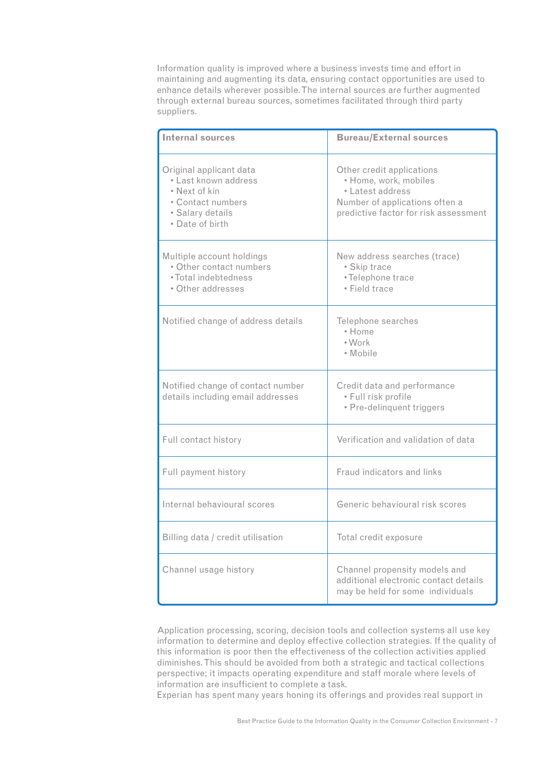Information quality is improved where a business invests time and effort in maintaining and augmenting its data, ensuring contact opportunities are used to enhance details wherever possible. The internal sources are further augmented through external bureau sources, sometimes facilitated through third party suppliers.

| **Internal sources** | **Bureau/External sources** |
|---|---|
| Original applicant data<br>• Last known address<br>• Next of kin<br>• Contact numbers<br>• Salary details<br>• Date of birth | Other credit applications<br>• Home, work, mobiles<br>• Latest address<br>Number of applications often a predictive factor for risk assessment |
| Multiple account holdings<br>• Other contact numbers<br>• Total indebtedness<br>• Other addresses | New address searches (trace)<br>• Skip trace<br>• Telephone trace<br>• Field trace |
| Notified change of address details | Telephone searches<br>• Home<br>• Work<br>• Mobile |
| Notified change of contact number details including email addresses | Credit data and performance<br>• Full risk profile<br>• Pre-delinquent triggers |
| Full contact history | Verification and validation of data |
| Full payment history | Fraud indicators and links |
| Internal behavioural scores | Generic behavioural risk scores |
| Billing data / credit utilisation | Total credit exposure |
| Channel usage history | Channel propensity models and additional electronic contact details may be held for some individuals |

Application processing, scoring, decision tools and collection systems all use key information to determine and deploy effective collection strategies. If the quality of this information is poor then the effectiveness of the collection activities applied diminishes. This should be avoided from both a strategic and tactical collections perspective; it impacts operating expenditure and staff morale where levels of information are insufficient to complete a task.

Experian has spent many years honing its offerings and provides real support in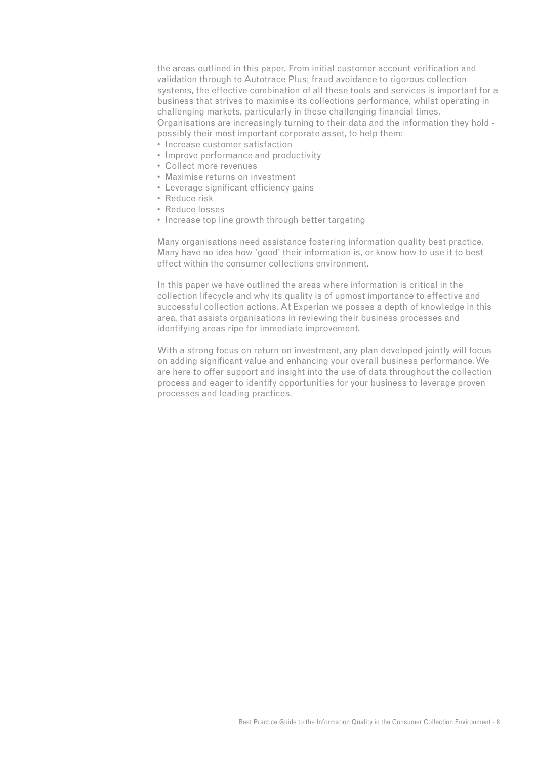the areas outlined in this paper. From initial customer account verification and validation through to Autotrace Plus; fraud avoidance to rigorous collection systems, the effective combination of all these tools and services is important for a business that strives to maximise its collections performance, whilst operating in challenging markets, particularly in these challenging financial times. Organisations are increasingly turning to their data and the information they hold - possibly their most important corporate asset, to help them:

- Increase customer satisfaction
- Improve performance and productivity
- Collect more revenues
- Maximise returns on investment
- Leverage significant efficiency gains
- Reduce risk
- Reduce losses
- Increase top line growth through better targeting

Many organisations need assistance fostering information quality best practice. Many have no idea how 'good' their information is, or know how to use it to best effect within the consumer collections environment.

In this paper we have outlined the areas where information is critical in the collection lifecycle and why its quality is of upmost importance to effective and successful collection actions. At Experian we posses a depth of knowledge in this area, that assists organisations in reviewing their business processes and identifying areas ripe for immediate improvement.

With a strong focus on return on investment, any plan developed jointly will focus on adding significant value and enhancing your overall business performance. We are here to offer support and insight into the use of data throughout the collection process and eager to identify opportunities for your business to leverage proven processes and leading practices.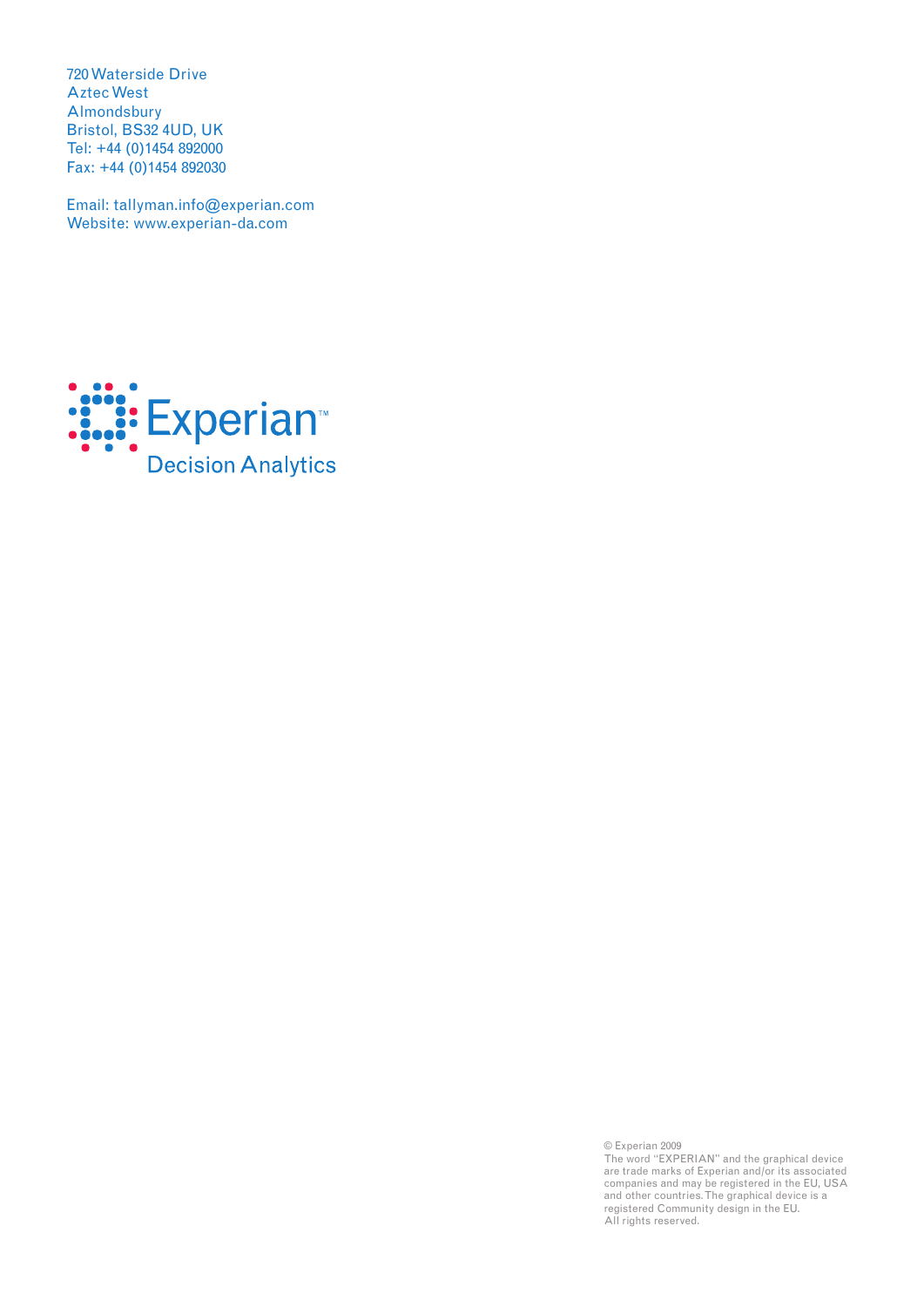720 Waterside Drive
Aztec West
Almondsbury
Bristol, BS32 4UD, UK
Tel: +44 (0)1454 892000
Fax: +44 (0)1454 892030

Email: tallyman.info@experian.com
Website: www.experian-da.com

Experian™
Decision Analytics

© Experian 2009
The word "EXPERIAN" and the graphical device are trade marks of Experian and/or its associated companies and may be registered in the EU, USA and other countries. The graphical device is a registered Community design in the EU.
All rights reserved.